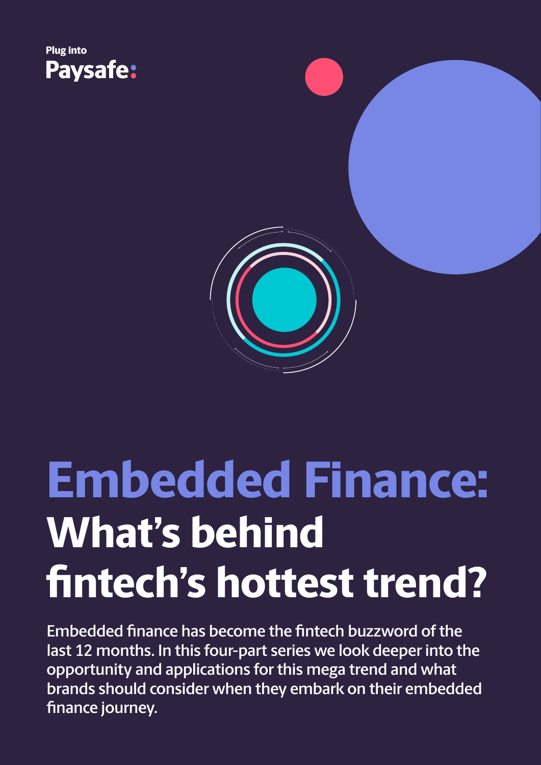Plug into

**Paysafe:**

# Embedded Finance: What's behind fintech's hottest trend?

Embedded finance has become the fintech buzzword of the last 12 months. In this four-part series we look deeper into the opportunity and applications for this mega trend and what brands should consider when they embark on their embedded finance journey.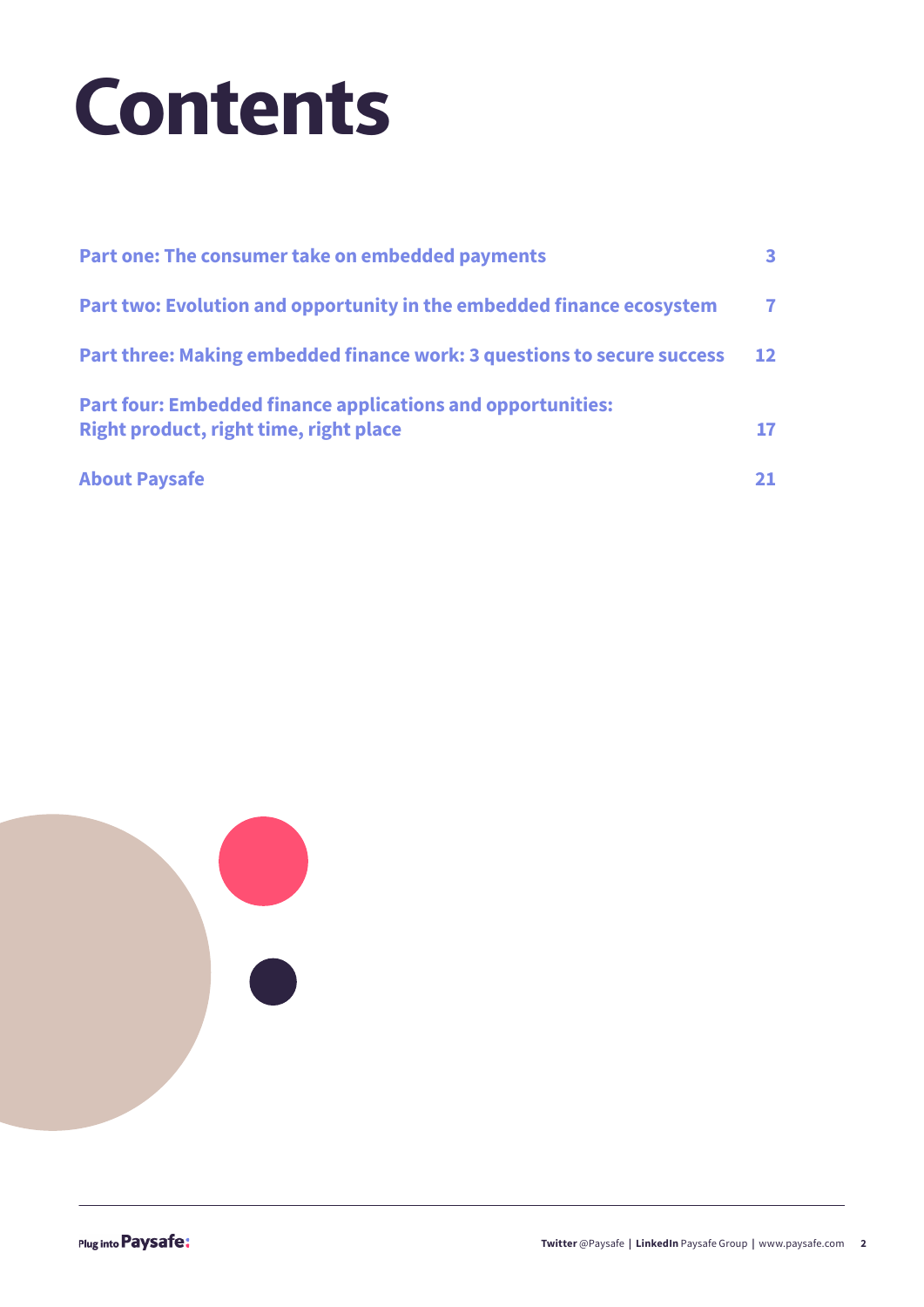# Contents

| | |
|---|---|
| Part one: The consumer take on embedded payments | 3 |
| Part two: Evolution and opportunity in the embedded finance ecosystem | 7 |
| Part three: Making embedded finance work: 3 questions to secure success | 12 |
| Part four: Embedded finance applications and opportunities: Right product, right time, right place | 17 |
| About Paysafe | 21 |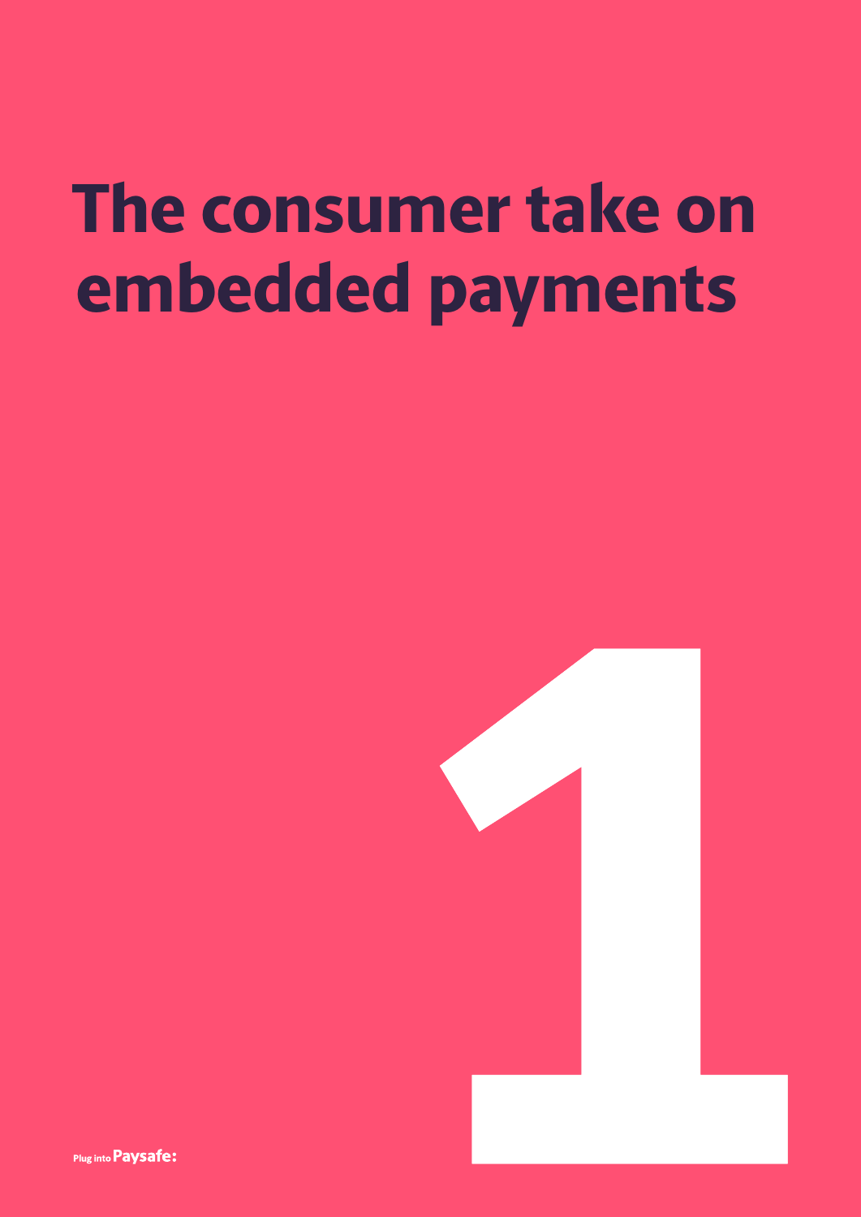# The consumer take on embedded payments

1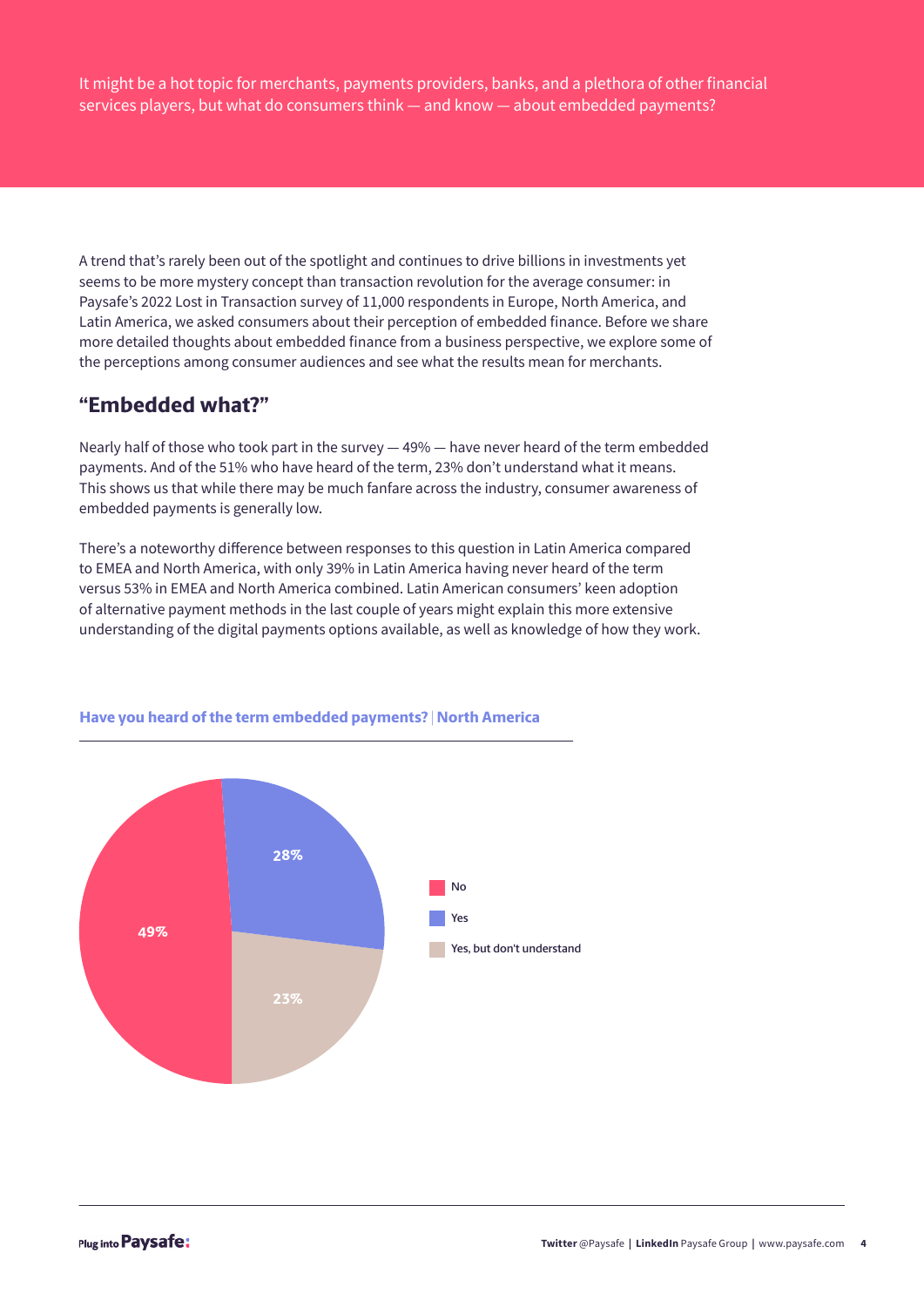It might be a hot topic for merchants, payments providers, banks, and a plethora of other financial services players, but what do consumers think — and know — about embedded payments?

A trend that's rarely been out of the spotlight and continues to drive billions in investments yet seems to be more mystery concept than transaction revolution for the average consumer: in Paysafe's 2022 Lost in Transaction survey of 11,000 respondents in Europe, North America, and Latin America, we asked consumers about their perception of embedded finance. Before we share more detailed thoughts about embedded finance from a business perspective, we explore some of the perceptions among consumer audiences and see what the results mean for merchants.

## "Embedded what?"

Nearly half of those who took part in the survey — 49% — have never heard of the term embedded payments. And of the 51% who have heard of the term, 23% don't understand what it means. This shows us that while there may be much fanfare across the industry, consumer awareness of embedded payments is generally low.

There's a noteworthy difference between responses to this question in Latin America compared to EMEA and North America, with only 39% in Latin America having never heard of the term versus 53% in EMEA and North America combined. Latin American consumers' keen adoption of alternative payment methods in the last couple of years might explain this more extensive understanding of the digital payments options available, as well as knowledge of how they work.

**Have you heard of the term embedded payments? | North America**

| Response | Percentage |
| --- | --- |
| No | 49% |
| Yes | 28% |
| Yes, but don't understand | 23% |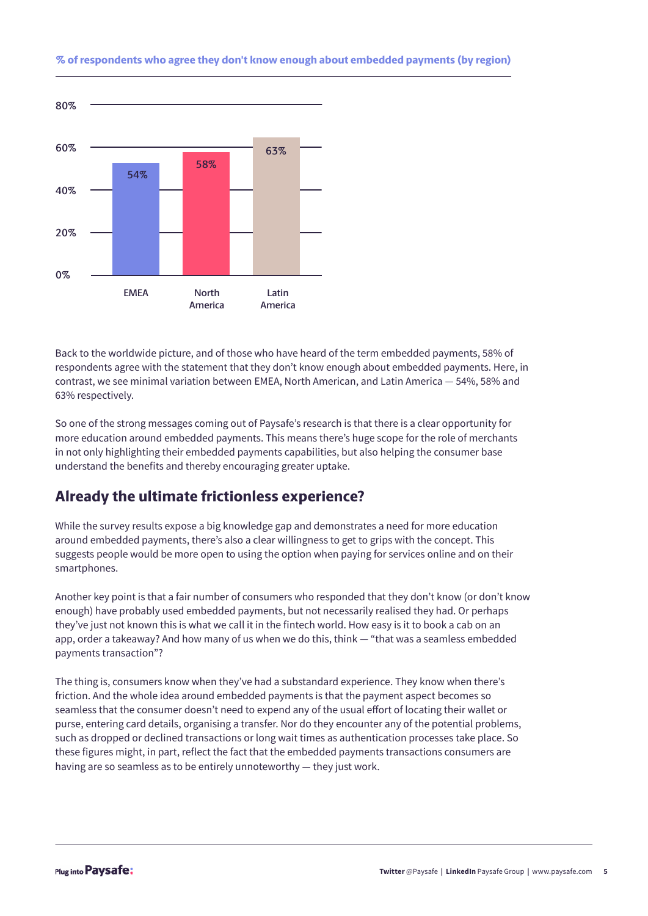**% of respondents who agree they don't know enough about embedded payments (by region)**

| Region | % |
|---|---|
| EMEA | 54% |
| North America | 58% |
| Latin America | 63% |

Back to the worldwide picture, and of those who have heard of the term embedded payments, 58% of respondents agree with the statement that they don't know enough about embedded payments. Here, in contrast, we see minimal variation between EMEA, North American, and Latin America — 54%, 58% and 63% respectively.

So one of the strong messages coming out of Paysafe's research is that there is a clear opportunity for more education around embedded payments. This means there's huge scope for the role of merchants in not only highlighting their embedded payments capabilities, but also helping the consumer base understand the benefits and thereby encouraging greater uptake.

## Already the ultimate frictionless experience?

While the survey results expose a big knowledge gap and demonstrates a need for more education around embedded payments, there's also a clear willingness to get to grips with the concept. This suggests people would be more open to using the option when paying for services online and on their smartphones.

Another key point is that a fair number of consumers who responded that they don't know (or don't know enough) have probably used embedded payments, but not necessarily realised they had. Or perhaps they've just not known this is what we call it in the fintech world. How easy is it to book a cab on an app, order a takeaway? And how many of us when we do this, think — "that was a seamless embedded payments transaction"?

The thing is, consumers know when they've had a substandard experience. They know when there's friction. And the whole idea around embedded payments is that the payment aspect becomes so seamless that the consumer doesn't need to expend any of the usual effort of locating their wallet or purse, entering card details, organising a transfer. Nor do they encounter any of the potential problems, such as dropped or declined transactions or long wait times as authentication processes take place. So these figures might, in part, reflect the fact that the embedded payments transactions consumers are having are so seamless as to be entirely unnoteworthy — they just work.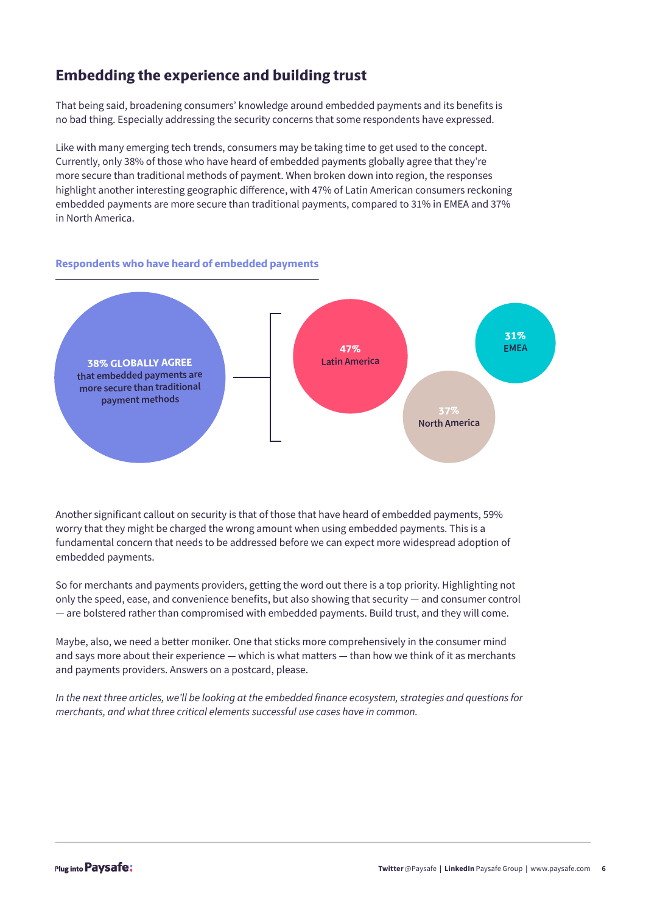## Embedding the experience and building trust

That being said, broadening consumers' knowledge around embedded payments and its benefits is no bad thing. Especially addressing the security concerns that some respondents have expressed.

Like with many emerging tech trends, consumers may be taking time to get used to the concept. Currently, only 38% of those who have heard of embedded payments globally agree that they're more secure than traditional methods of payment. When broken down into region, the responses highlight another interesting geographic difference, with 47% of Latin American consumers reckoning embedded payments are more secure than traditional payments, compared to 31% in EMEA and 37% in North America.

**Respondents who have heard of embedded payments**

**38% GLOBALLY AGREE** that embedded payments are more secure than traditional payment methods

- **47%** Latin America
- **31%** EMEA
- **37%** North America

Another significant callout on security is that of those that have heard of embedded payments, 59% worry that they might be charged the wrong amount when using embedded payments. This is a fundamental concern that needs to be addressed before we can expect more widespread adoption of embedded payments.

So for merchants and payments providers, getting the word out there is a top priority. Highlighting not only the speed, ease, and convenience benefits, but also showing that security — and consumer control — are bolstered rather than compromised with embedded payments. Build trust, and they will come.

Maybe, also, we need a better moniker. One that sticks more comprehensively in the consumer mind and says more about their experience — which is what matters — than how we think of it as merchants and payments providers. Answers on a postcard, please.

*In the next three articles, we'll be looking at the embedded finance ecosystem, strategies and questions for merchants, and what three critical elements successful use cases have in common.*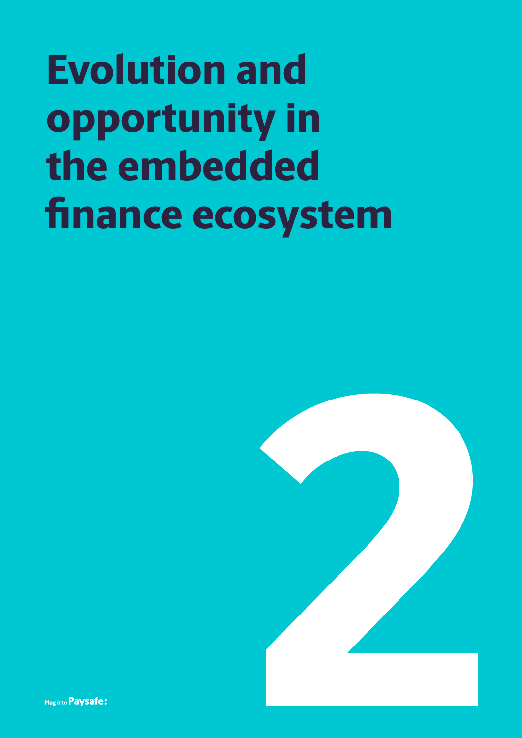# Evolution and opportunity in the embedded finance ecosystem

2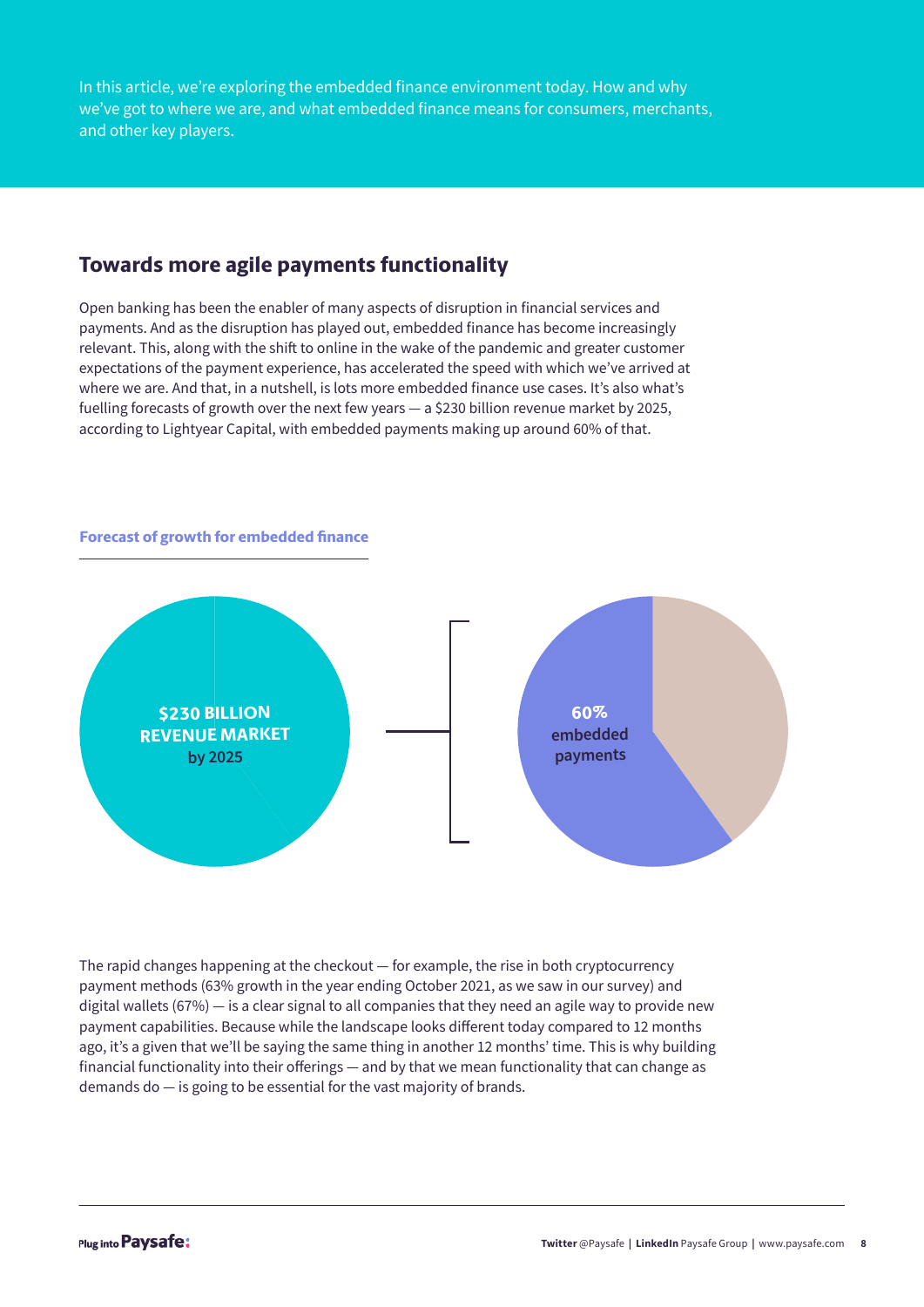In this article, we're exploring the embedded finance environment today. How and why we've got to where we are, and what embedded finance means for consumers, merchants, and other key players.

## Towards more agile payments functionality

Open banking has been the enabler of many aspects of disruption in financial services and payments. And as the disruption has played out, embedded finance has become increasingly relevant. This, along with the shift to online in the wake of the pandemic and greater customer expectations of the payment experience, has accelerated the speed with which we've arrived at where we are. And that, in a nutshell, is lots more embedded finance use cases. It's also what's fuelling forecasts of growth over the next few years — a $230 billion revenue market by 2025, according to Lightyear Capital, with embedded payments making up around 60% of that.

**Forecast of growth for embedded finance**

**$230 BILLION REVENUE MARKET** by 2025

**60%** embedded payments

The rapid changes happening at the checkout — for example, the rise in both cryptocurrency payment methods (63% growth in the year ending October 2021, as we saw in our survey) and digital wallets (67%) — is a clear signal to all companies that they need an agile way to provide new payment capabilities. Because while the landscape looks different today compared to 12 months ago, it's a given that we'll be saying the same thing in another 12 months' time. This is why building financial functionality into their offerings — and by that we mean functionality that can change as demands do — is going to be essential for the vast majority of brands.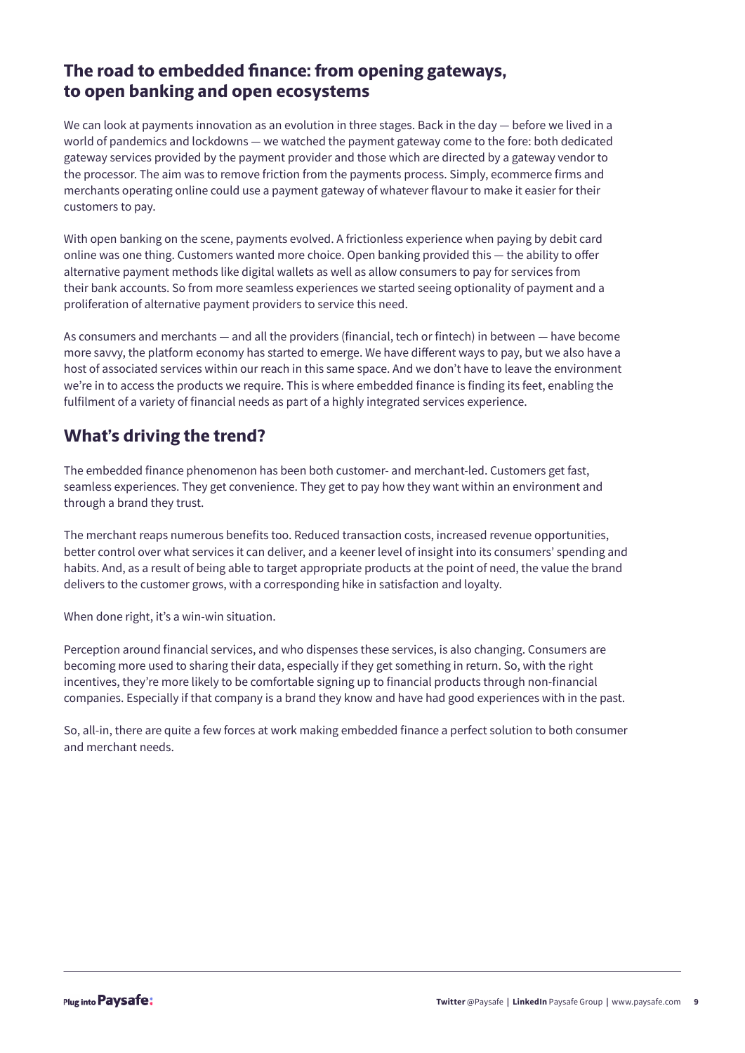## The road to embedded finance: from opening gateways, to open banking and open ecosystems

We can look at payments innovation as an evolution in three stages. Back in the day — before we lived in a world of pandemics and lockdowns — we watched the payment gateway come to the fore: both dedicated gateway services provided by the payment provider and those which are directed by a gateway vendor to the processor. The aim was to remove friction from the payments process. Simply, ecommerce firms and merchants operating online could use a payment gateway of whatever flavour to make it easier for their customers to pay.

With open banking on the scene, payments evolved. A frictionless experience when paying by debit card online was one thing. Customers wanted more choice. Open banking provided this — the ability to offer alternative payment methods like digital wallets as well as allow consumers to pay for services from their bank accounts. So from more seamless experiences we started seeing optionality of payment and a proliferation of alternative payment providers to service this need.

As consumers and merchants — and all the providers (financial, tech or fintech) in between — have become more savvy, the platform economy has started to emerge. We have different ways to pay, but we also have a host of associated services within our reach in this same space. And we don't have to leave the environment we're in to access the products we require. This is where embedded finance is finding its feet, enabling the fulfilment of a variety of financial needs as part of a highly integrated services experience.

## What's driving the trend?

The embedded finance phenomenon has been both customer- and merchant-led. Customers get fast, seamless experiences. They get convenience. They get to pay how they want within an environment and through a brand they trust.

The merchant reaps numerous benefits too. Reduced transaction costs, increased revenue opportunities, better control over what services it can deliver, and a keener level of insight into its consumers' spending and habits. And, as a result of being able to target appropriate products at the point of need, the value the brand delivers to the customer grows, with a corresponding hike in satisfaction and loyalty.

When done right, it's a win-win situation.

Perception around financial services, and who dispenses these services, is also changing. Consumers are becoming more used to sharing their data, especially if they get something in return. So, with the right incentives, they're more likely to be comfortable signing up to financial products through non-financial companies. Especially if that company is a brand they know and have had good experiences with in the past.

So, all-in, there are quite a few forces at work making embedded finance a perfect solution to both consumer and merchant needs.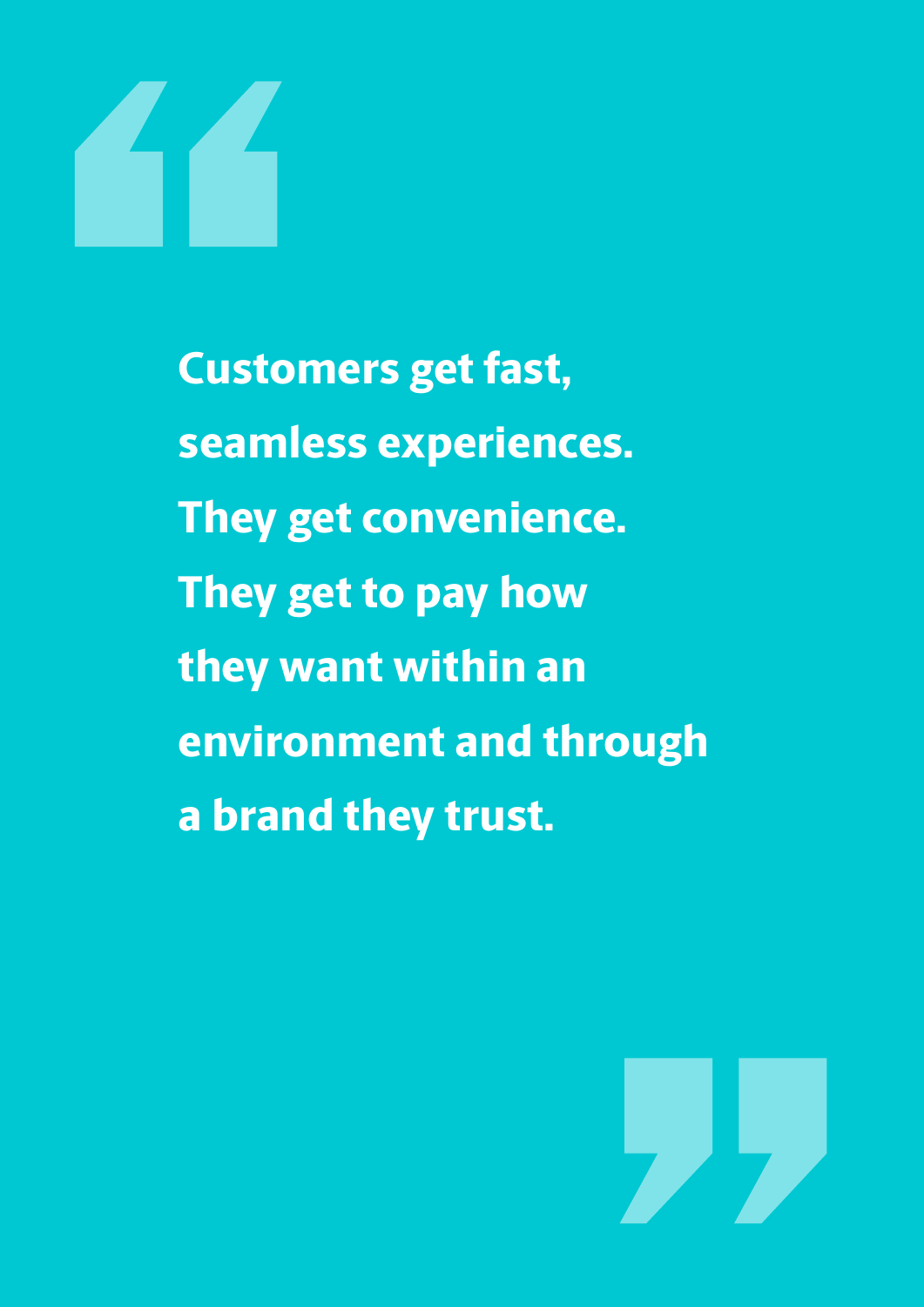> **Customers get fast, seamless experiences. They get convenience. They get to pay how they want within an environment and through a brand they trust.**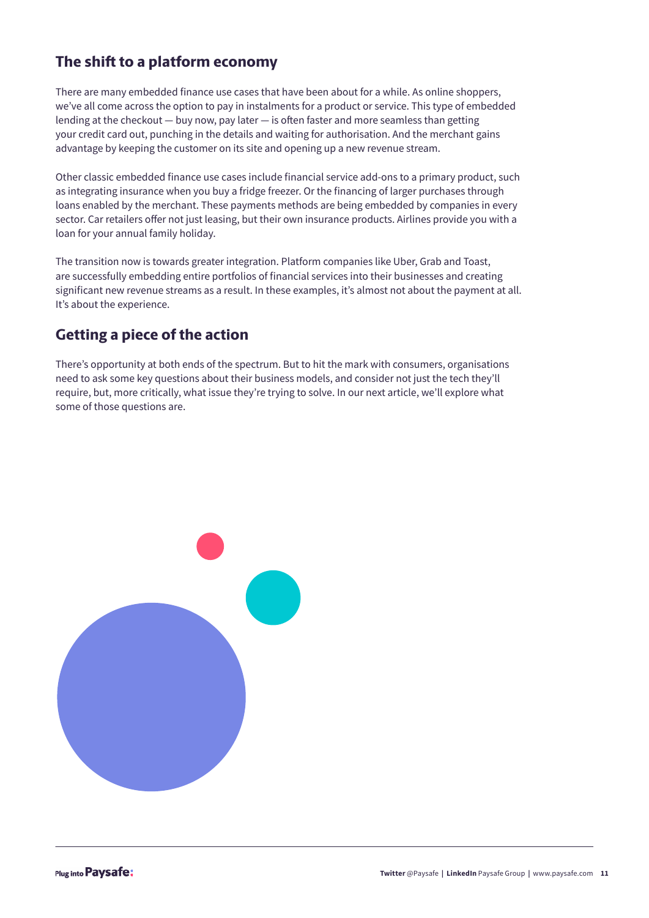## The shift to a platform economy

There are many embedded finance use cases that have been about for a while. As online shoppers, we've all come across the option to pay in instalments for a product or service. This type of embedded lending at the checkout — buy now, pay later — is often faster and more seamless than getting your credit card out, punching in the details and waiting for authorisation. And the merchant gains advantage by keeping the customer on its site and opening up a new revenue stream.

Other classic embedded finance use cases include financial service add-ons to a primary product, such as integrating insurance when you buy a fridge freezer. Or the financing of larger purchases through loans enabled by the merchant. These payments methods are being embedded by companies in every sector. Car retailers offer not just leasing, but their own insurance products. Airlines provide you with a loan for your annual family holiday.

The transition now is towards greater integration. Platform companies like Uber, Grab and Toast, are successfully embedding entire portfolios of financial services into their businesses and creating significant new revenue streams as a result. In these examples, it's almost not about the payment at all. It's about the experience.

## Getting a piece of the action

There's opportunity at both ends of the spectrum. But to hit the mark with consumers, organisations need to ask some key questions about their business models, and consider not just the tech they'll require, but, more critically, what issue they're trying to solve. In our next article, we'll explore what some of those questions are.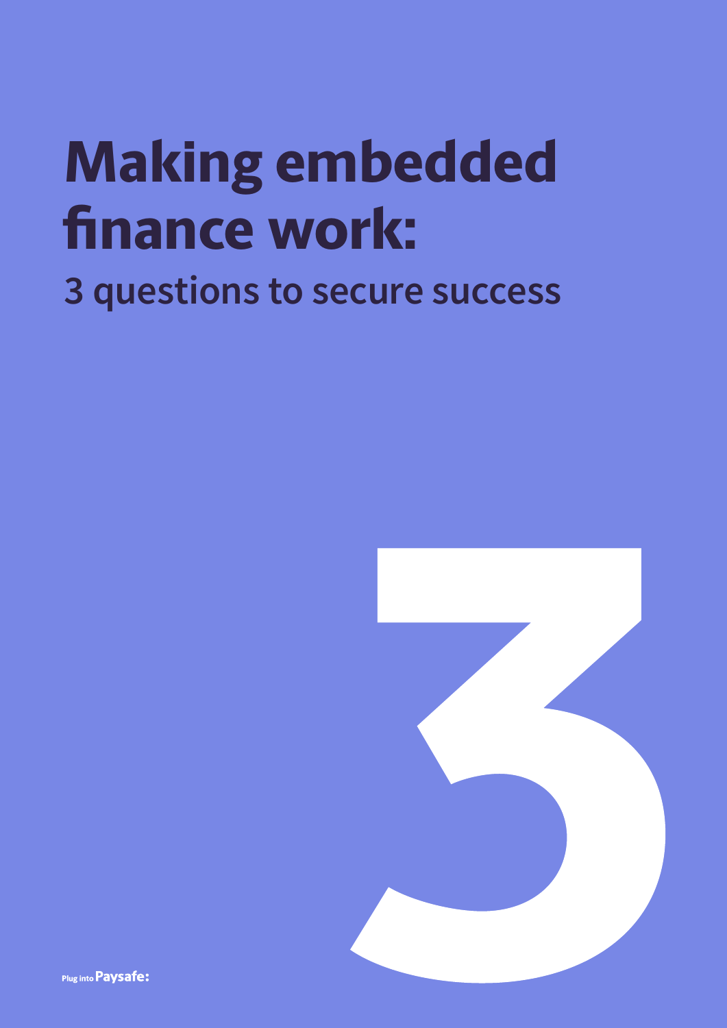# Making embedded finance work:

## 3 questions to secure success

3

Plug into Paysafe: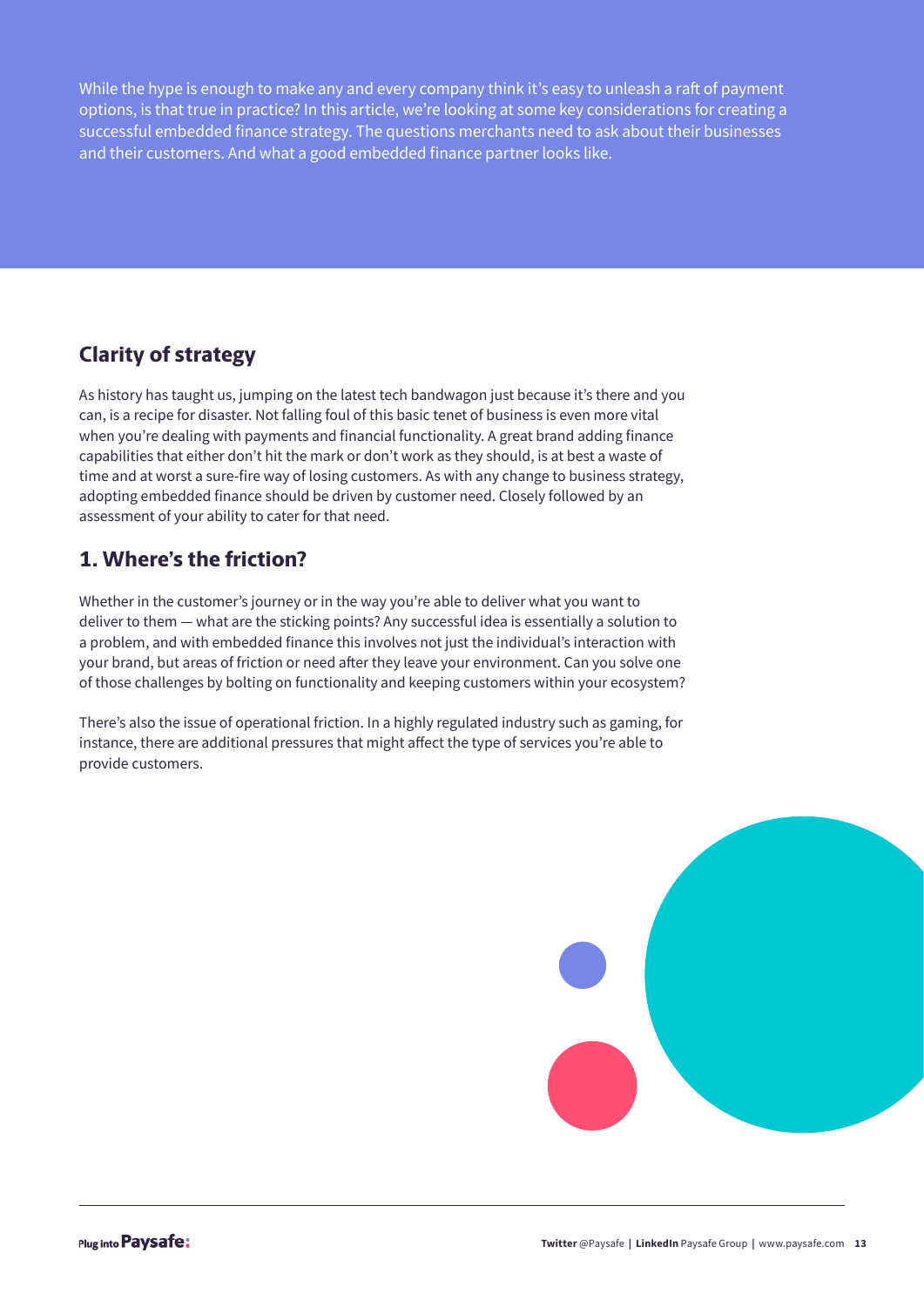While the hype is enough to make any and every company think it's easy to unleash a raft of payment options, is that true in practice? In this article, we're looking at some key considerations for creating a successful embedded finance strategy. The questions merchants need to ask about their businesses and their customers. And what a good embedded finance partner looks like.

## Clarity of strategy

As history has taught us, jumping on the latest tech bandwagon just because it's there and you can, is a recipe for disaster. Not falling foul of this basic tenet of business is even more vital when you're dealing with payments and financial functionality. A great brand adding finance capabilities that either don't hit the mark or don't work as they should, is at best a waste of time and at worst a sure-fire way of losing customers. As with any change to business strategy, adopting embedded finance should be driven by customer need. Closely followed by an assessment of your ability to cater for that need.

## 1. Where's the friction?

Whether in the customer's journey or in the way you're able to deliver what you want to deliver to them — what are the sticking points? Any successful idea is essentially a solution to a problem, and with embedded finance this involves not just the individual's interaction with your brand, but areas of friction or need after they leave your environment. Can you solve one of those challenges by bolting on functionality and keeping customers within your ecosystem?

There's also the issue of operational friction. In a highly regulated industry such as gaming, for instance, there are additional pressures that might affect the type of services you're able to provide customers.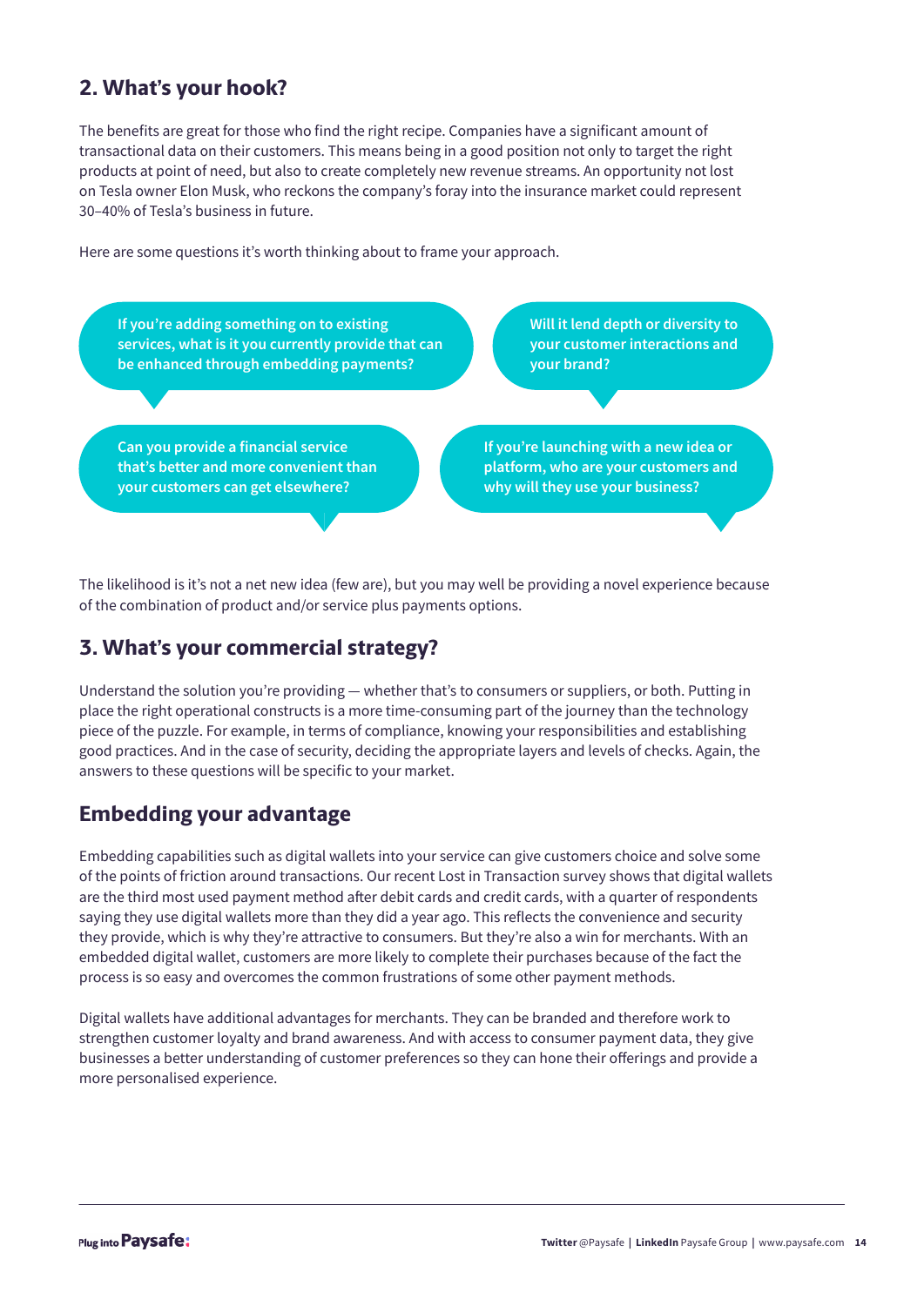## 2. What's your hook?

The benefits are great for those who find the right recipe. Companies have a significant amount of transactional data on their customers. This means being in a good position not only to target the right products at point of need, but also to create completely new revenue streams. An opportunity not lost on Tesla owner Elon Musk, who reckons the company's foray into the insurance market could represent 30–40% of Tesla's business in future.

Here are some questions it's worth thinking about to frame your approach.

**If you're adding something on to existing services, what is it you currently provide that can be enhanced through embedding payments?**

**Will it lend depth or diversity to your customer interactions and your brand?**

**Can you provide a financial service that's better and more convenient than your customers can get elsewhere?**

**If you're launching with a new idea or platform, who are your customers and why will they use your business?**

The likelihood is it's not a net new idea (few are), but you may well be providing a novel experience because of the combination of product and/or service plus payments options.

## 3. What's your commercial strategy?

Understand the solution you're providing — whether that's to consumers or suppliers, or both. Putting in place the right operational constructs is a more time-consuming part of the journey than the technology piece of the puzzle. For example, in terms of compliance, knowing your responsibilities and establishing good practices. And in the case of security, deciding the appropriate layers and levels of checks. Again, the answers to these questions will be specific to your market.

## Embedding your advantage

Embedding capabilities such as digital wallets into your service can give customers choice and solve some of the points of friction around transactions. Our recent Lost in Transaction survey shows that digital wallets are the third most used payment method after debit cards and credit cards, with a quarter of respondents saying they use digital wallets more than they did a year ago. This reflects the convenience and security they provide, which is why they're attractive to consumers. But they're also a win for merchants. With an embedded digital wallet, customers are more likely to complete their purchases because of the fact the process is so easy and overcomes the common frustrations of some other payment methods.

Digital wallets have additional advantages for merchants. They can be branded and therefore work to strengthen customer loyalty and brand awareness. And with access to consumer payment data, they give businesses a better understanding of customer preferences so they can hone their offerings and provide a more personalised experience.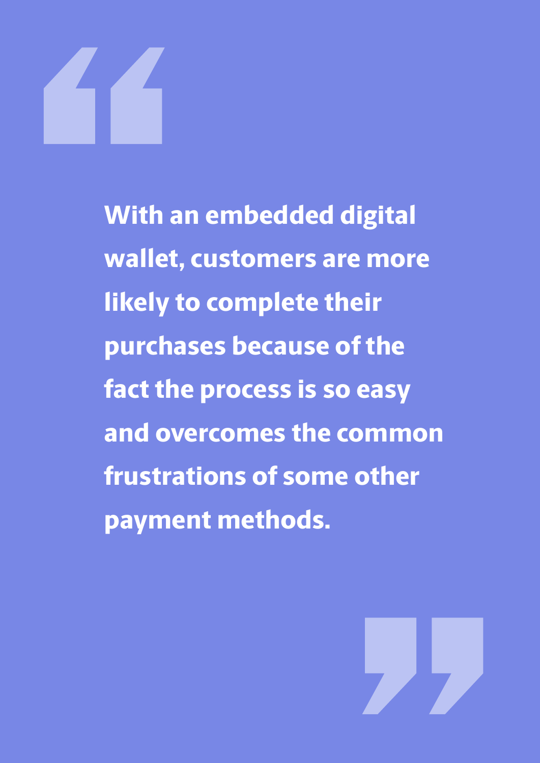> **With an embedded digital wallet, customers are more likely to complete their purchases because of the fact the process is so easy and overcomes the common frustrations of some other payment methods.**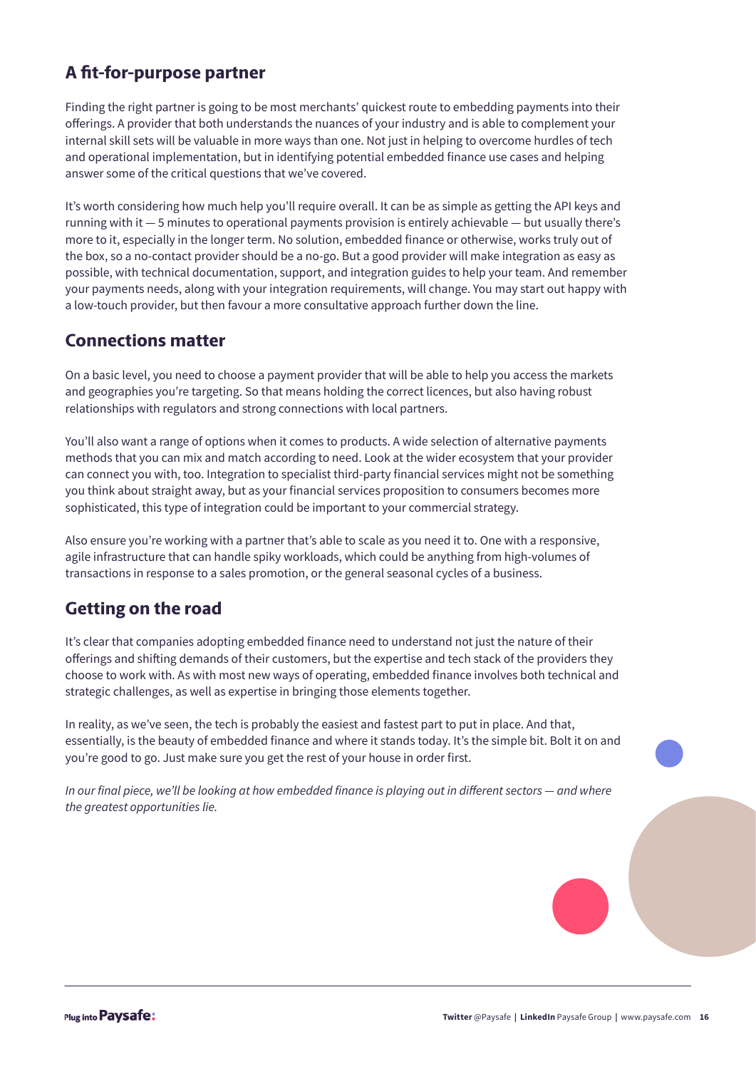## A fit-for-purpose partner

Finding the right partner is going to be most merchants' quickest route to embedding payments into their offerings. A provider that both understands the nuances of your industry and is able to complement your internal skill sets will be valuable in more ways than one. Not just in helping to overcome hurdles of tech and operational implementation, but in identifying potential embedded finance use cases and helping answer some of the critical questions that we've covered.

It's worth considering how much help you'll require overall. It can be as simple as getting the API keys and running with it — 5 minutes to operational payments provision is entirely achievable — but usually there's more to it, especially in the longer term. No solution, embedded finance or otherwise, works truly out of the box, so a no-contact provider should be a no-go. But a good provider will make integration as easy as possible, with technical documentation, support, and integration guides to help your team. And remember your payments needs, along with your integration requirements, will change. You may start out happy with a low-touch provider, but then favour a more consultative approach further down the line.

## Connections matter

On a basic level, you need to choose a payment provider that will be able to help you access the markets and geographies you're targeting. So that means holding the correct licences, but also having robust relationships with regulators and strong connections with local partners.

You'll also want a range of options when it comes to products. A wide selection of alternative payments methods that you can mix and match according to need. Look at the wider ecosystem that your provider can connect you with, too. Integration to specialist third-party financial services might not be something you think about straight away, but as your financial services proposition to consumers becomes more sophisticated, this type of integration could be important to your commercial strategy.

Also ensure you're working with a partner that's able to scale as you need it to. One with a responsive, agile infrastructure that can handle spiky workloads, which could be anything from high-volumes of transactions in response to a sales promotion, or the general seasonal cycles of a business.

## Getting on the road

It's clear that companies adopting embedded finance need to understand not just the nature of their offerings and shifting demands of their customers, but the expertise and tech stack of the providers they choose to work with. As with most new ways of operating, embedded finance involves both technical and strategic challenges, as well as expertise in bringing those elements together.

In reality, as we've seen, the tech is probably the easiest and fastest part to put in place. And that, essentially, is the beauty of embedded finance and where it stands today. It's the simple bit. Bolt it on and you're good to go. Just make sure you get the rest of your house in order first.

*In our final piece, we'll be looking at how embedded finance is playing out in different sectors — and where the greatest opportunities lie.*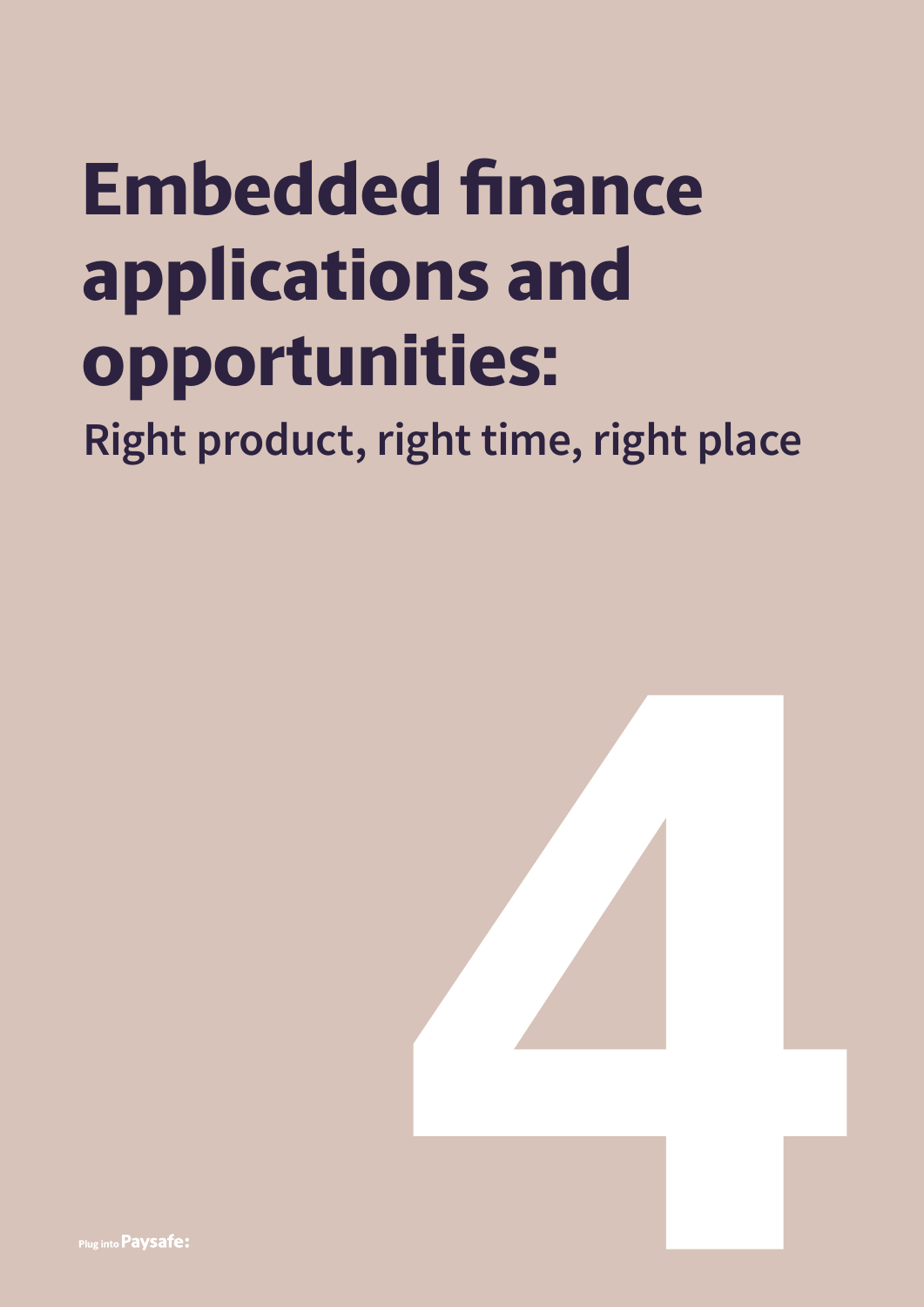# Embedded finance applications and opportunities:

## Right product, right time, right place

4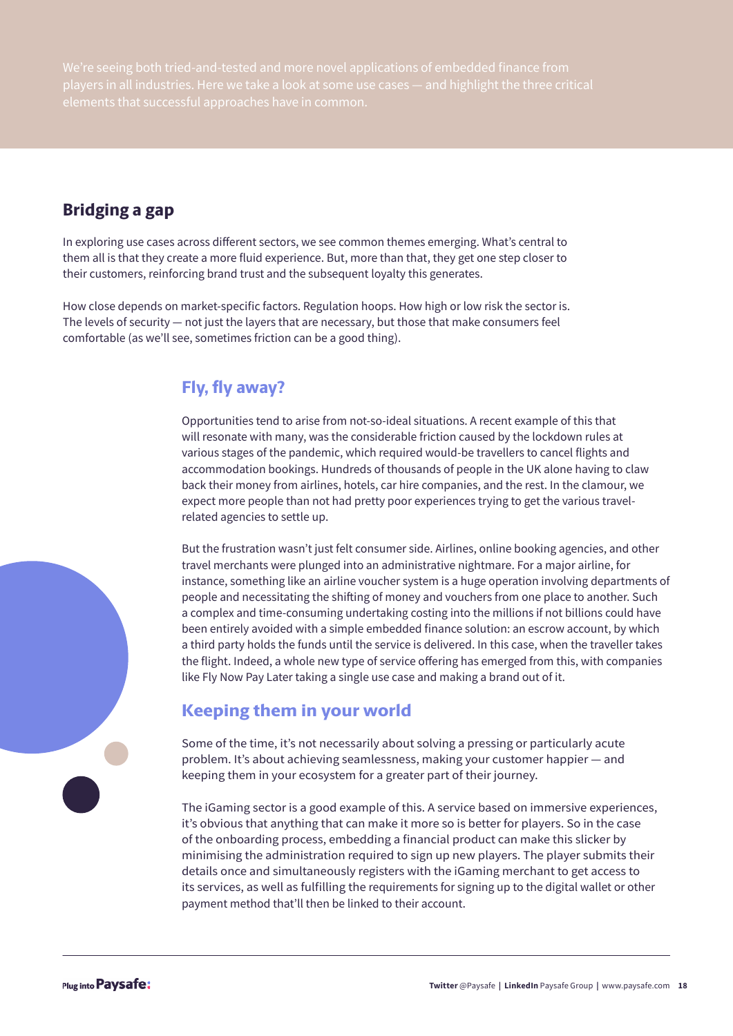We're seeing both tried-and-tested and more novel applications of embedded finance from players in all industries. Here we take a look at some use cases — and highlight the three critical elements that successful approaches have in common.

## Bridging a gap

In exploring use cases across different sectors, we see common themes emerging. What's central to them all is that they create a more fluid experience. But, more than that, they get one step closer to their customers, reinforcing brand trust and the subsequent loyalty this generates.

How close depends on market-specific factors. Regulation hoops. How high or low risk the sector is. The levels of security — not just the layers that are necessary, but those that make consumers feel comfortable (as we'll see, sometimes friction can be a good thing).

### Fly, fly away?

Opportunities tend to arise from not-so-ideal situations. A recent example of this that will resonate with many, was the considerable friction caused by the lockdown rules at various stages of the pandemic, which required would-be travellers to cancel flights and accommodation bookings. Hundreds of thousands of people in the UK alone having to claw back their money from airlines, hotels, car hire companies, and the rest. In the clamour, we expect more people than not had pretty poor experiences trying to get the various travel-related agencies to settle up.

But the frustration wasn't just felt consumer side. Airlines, online booking agencies, and other travel merchants were plunged into an administrative nightmare. For a major airline, for instance, something like an airline voucher system is a huge operation involving departments of people and necessitating the shifting of money and vouchers from one place to another. Such a complex and time-consuming undertaking costing into the millions if not billions could have been entirely avoided with a simple embedded finance solution: an escrow account, by which a third party holds the funds until the service is delivered. In this case, when the traveller takes the flight. Indeed, a whole new type of service offering has emerged from this, with companies like Fly Now Pay Later taking a single use case and making a brand out of it.

### Keeping them in your world

Some of the time, it's not necessarily about solving a pressing or particularly acute problem. It's about achieving seamlessness, making your customer happier — and keeping them in your ecosystem for a greater part of their journey.

The iGaming sector is a good example of this. A service based on immersive experiences, it's obvious that anything that can make it more so is better for players. So in the case of the onboarding process, embedding a financial product can make this slicker by minimising the administration required to sign up new players. The player submits their details once and simultaneously registers with the iGaming merchant to get access to its services, as well as fulfilling the requirements for signing up to the digital wallet or other payment method that'll then be linked to their account.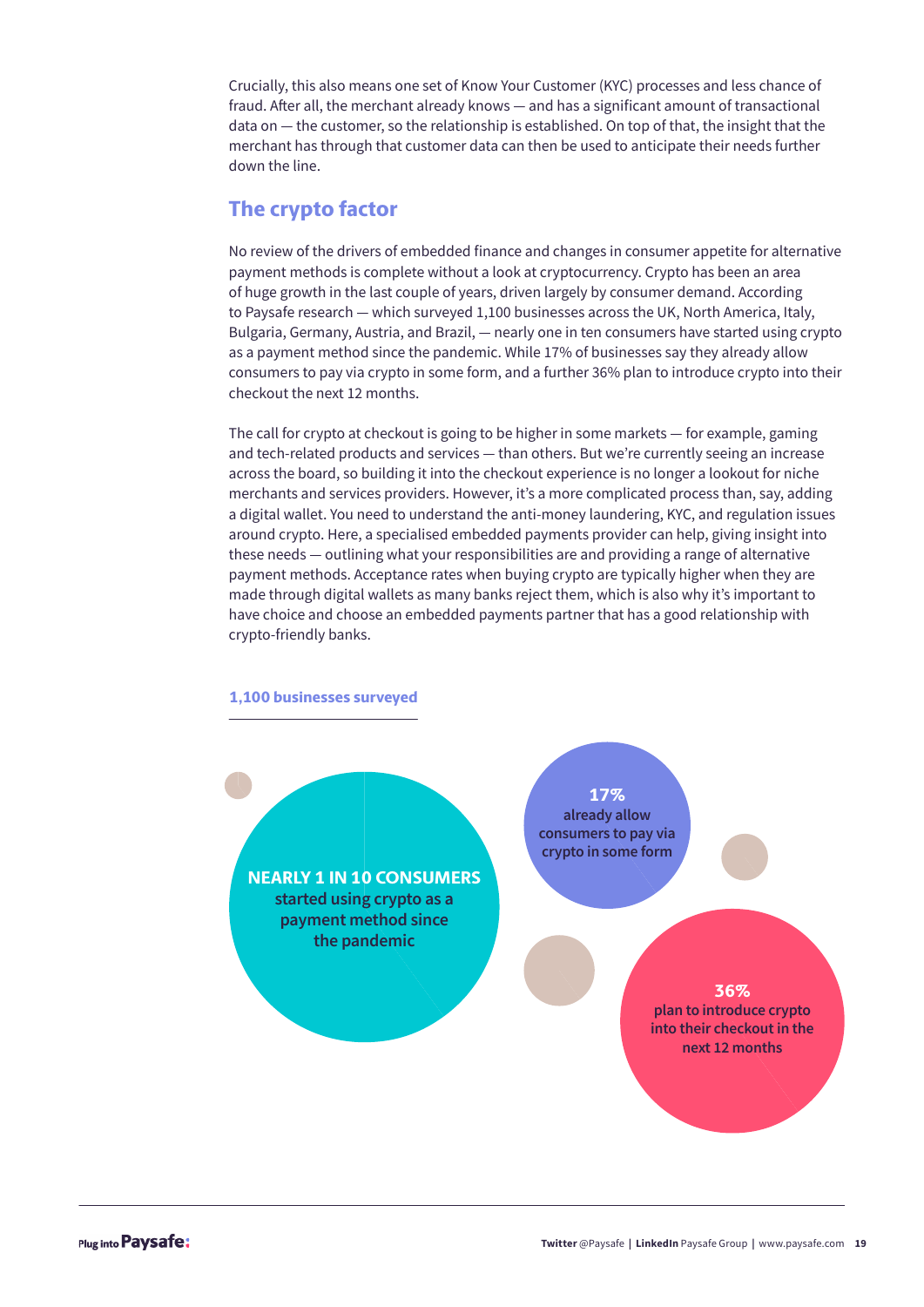Crucially, this also means one set of Know Your Customer (KYC) processes and less chance of fraud. After all, the merchant already knows — and has a significant amount of transactional data on — the customer, so the relationship is established. On top of that, the insight that the merchant has through that customer data can then be used to anticipate their needs further down the line.

## The crypto factor

No review of the drivers of embedded finance and changes in consumer appetite for alternative payment methods is complete without a look at cryptocurrency. Crypto has been an area of huge growth in the last couple of years, driven largely by consumer demand. According to Paysafe research — which surveyed 1,100 businesses across the UK, North America, Italy, Bulgaria, Germany, Austria, and Brazil, — nearly one in ten consumers have started using crypto as a payment method since the pandemic. While 17% of businesses say they already allow consumers to pay via crypto in some form, and a further 36% plan to introduce crypto into their checkout the next 12 months.

The call for crypto at checkout is going to be higher in some markets — for example, gaming and tech-related products and services — than others. But we're currently seeing an increase across the board, so building it into the checkout experience is no longer a lookout for niche merchants and services providers. However, it's a more complicated process than, say, adding a digital wallet. You need to understand the anti-money laundering, KYC, and regulation issues around crypto. Here, a specialised embedded payments provider can help, giving insight into these needs — outlining what your responsibilities are and providing a range of alternative payment methods. Acceptance rates when buying crypto are typically higher when they are made through digital wallets as many banks reject them, which is also why it's important to have choice and choose an embedded payments partner that has a good relationship with crypto-friendly banks.

**1,100 businesses surveyed**

**NEARLY 1 IN 10 CONSUMERS** started using crypto as a payment method since the pandemic

**17%** already allow consumers to pay via crypto in some form

**36%** plan to introduce crypto into their checkout in the next 12 months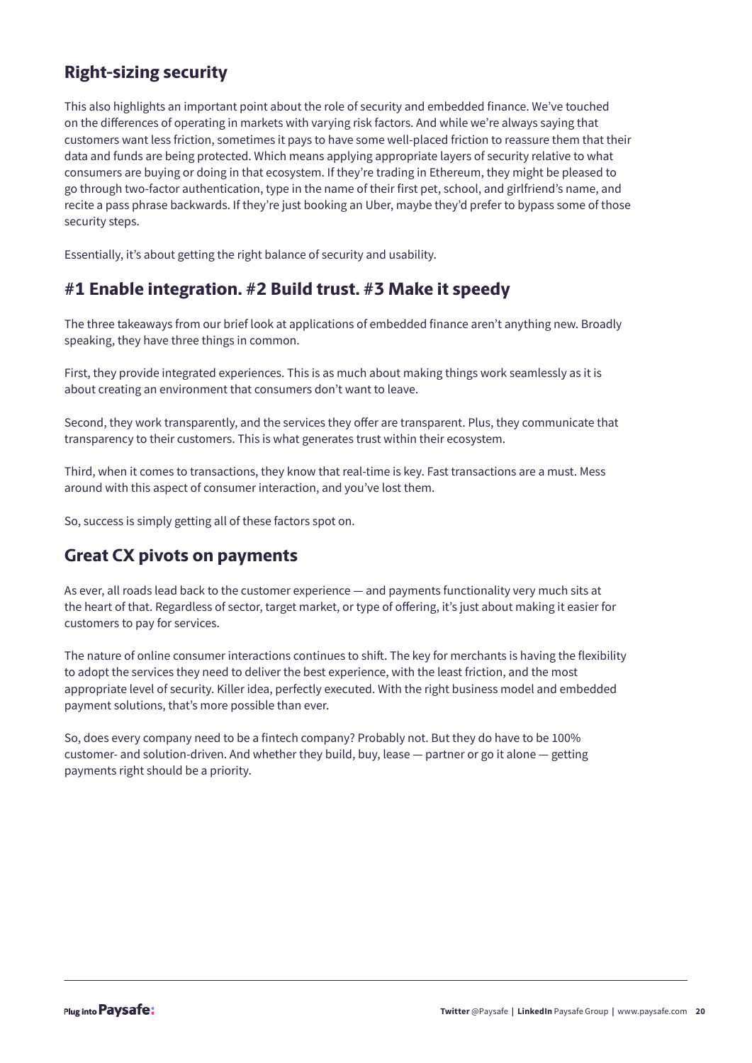## Right-sizing security

This also highlights an important point about the role of security and embedded finance. We've touched on the differences of operating in markets with varying risk factors. And while we're always saying that customers want less friction, sometimes it pays to have some well-placed friction to reassure them that their data and funds are being protected. Which means applying appropriate layers of security relative to what consumers are buying or doing in that ecosystem. If they're trading in Ethereum, they might be pleased to go through two-factor authentication, type in the name of their first pet, school, and girlfriend's name, and recite a pass phrase backwards. If they're just booking an Uber, maybe they'd prefer to bypass some of those security steps.

Essentially, it's about getting the right balance of security and usability.

## #1 Enable integration. #2 Build trust. #3 Make it speedy

The three takeaways from our brief look at applications of embedded finance aren't anything new. Broadly speaking, they have three things in common.

First, they provide integrated experiences. This is as much about making things work seamlessly as it is about creating an environment that consumers don't want to leave.

Second, they work transparently, and the services they offer are transparent. Plus, they communicate that transparency to their customers. This is what generates trust within their ecosystem.

Third, when it comes to transactions, they know that real-time is key. Fast transactions are a must. Mess around with this aspect of consumer interaction, and you've lost them.

So, success is simply getting all of these factors spot on.

## Great CX pivots on payments

As ever, all roads lead back to the customer experience — and payments functionality very much sits at the heart of that. Regardless of sector, target market, or type of offering, it's just about making it easier for customers to pay for services.

The nature of online consumer interactions continues to shift. The key for merchants is having the flexibility to adopt the services they need to deliver the best experience, with the least friction, and the most appropriate level of security. Killer idea, perfectly executed. With the right business model and embedded payment solutions, that's more possible than ever.

So, does every company need to be a fintech company? Probably not. But they do have to be 100% customer- and solution-driven. And whether they build, buy, lease — partner or go it alone — getting payments right should be a priority.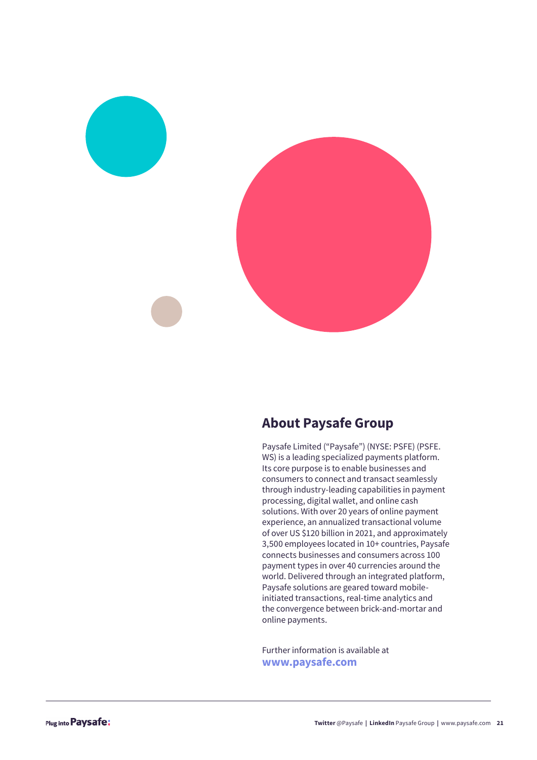## About Paysafe Group

Paysafe Limited ("Paysafe") (NYSE: PSFE) (PSFE.WS) is a leading specialized payments platform. Its core purpose is to enable businesses and consumers to connect and transact seamlessly through industry-leading capabilities in payment processing, digital wallet, and online cash solutions. With over 20 years of online payment experience, an annualized transactional volume of over US $120 billion in 2021, and approximately 3,500 employees located in 10+ countries, Paysafe connects businesses and consumers across 100 payment types in over 40 currencies around the world. Delivered through an integrated platform, Paysafe solutions are geared toward mobile-initiated transactions, real-time analytics and the convergence between brick-and-mortar and online payments.

Further information is available at **www.paysafe.com**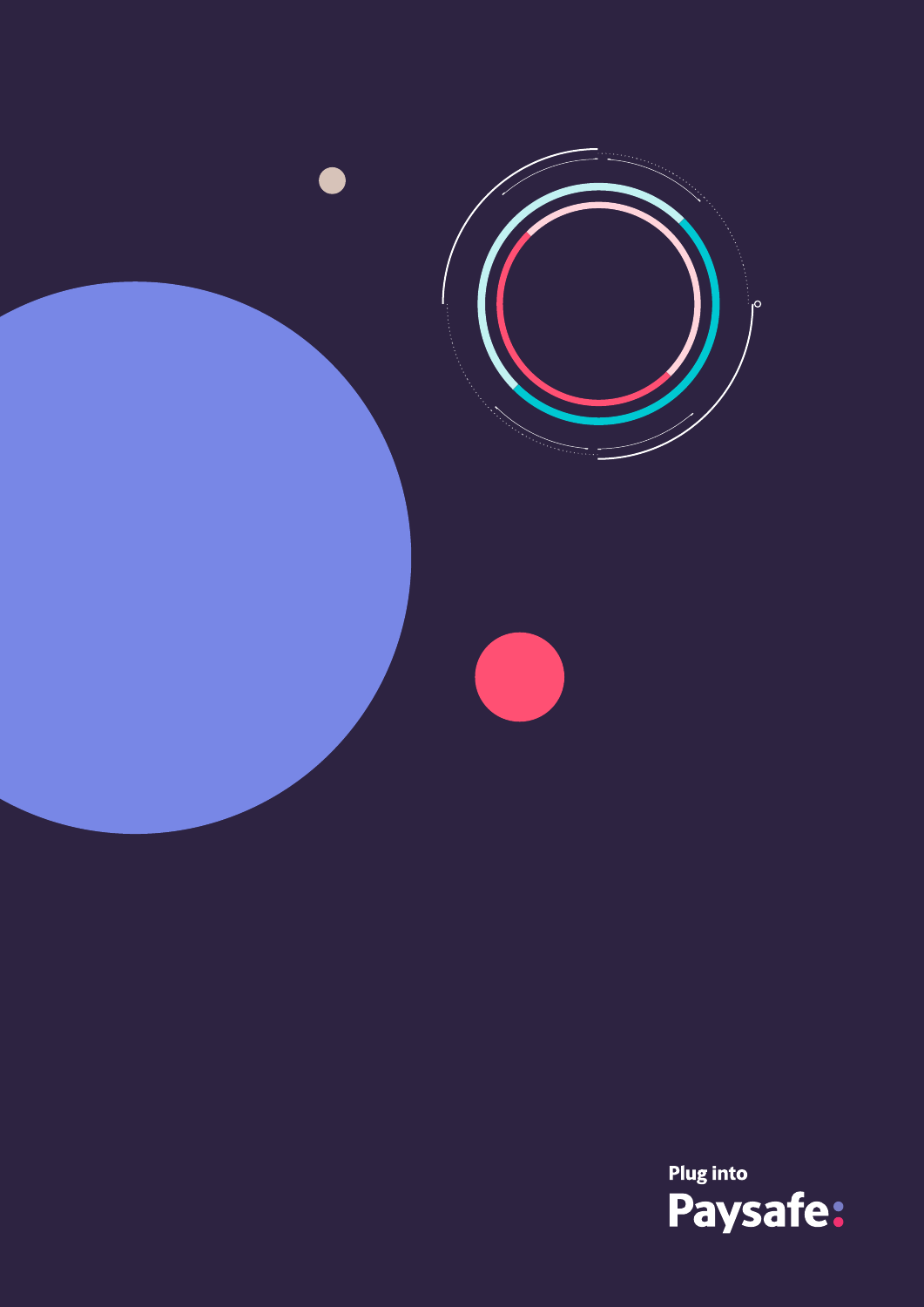Plug into
Paysafe: